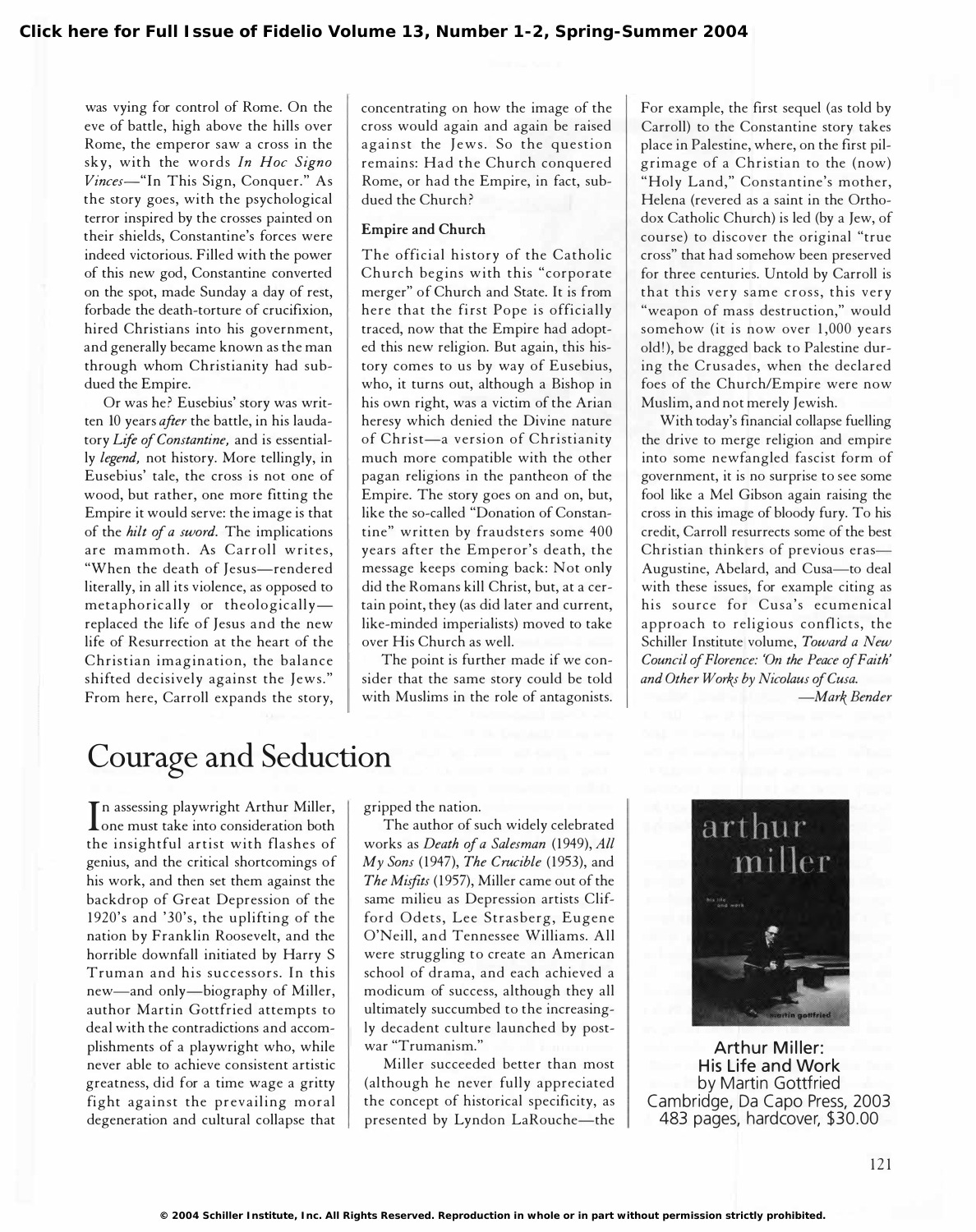was vying for control of Rome. On the eve of battle, high above the hills over Rome, the emperor saw a cross in the sky, with the words *In Hoc Signo Vinces*—"In This Sign, Conquer." As the story goes, with the psychological terror inspired by the crosses painted on their shields, Constantine's forces were indeed victorious. Filled with the power of this new god, Constantine converted on the spot, made Sunday a day of rest, forbade the death-torture of crucifixion, hired Christians into his government, and generally became known as the man through whom Christianity had subdued the Empire.

Or was he? Eusebius' story was written 10 years *after* the battle, in his laudatory *Life of Constantine,* and is essentially *legend,* not history. More tellingly, in Eusebius' tale, the cross is not one of wood, but rather, one more fitting the Empire it would serve: the image is that of the *hilt of a sword.* The implications are mammoth. As Carroll writes, "When the death of Jesus—rendered literally, in all its violence, as opposed to metaphorically or theologically—replaced the life of Jesus and the new life of Resurrection at the heart of the Christian imagination, the balance shifted decisively against the Jews." From here, Carroll expands the story, concentrating on how the image of the cross would again and again be raised against the Jews. So the question remains: Had the Church conquered Rome, or had the Empire, in fact, subdued the Church?

**Empire and Church**

The official history of the Catholic Church begins with this "corporate merger" of Church and State. It is from here that the first Pope is officially traced, now that the Empire had adopted this new religion. But again, this history comes to us by way of Eusebius, who, it turns out, although a Bishop in his own right, was a victim of the Arian heresy which denied the Divine nature of Christ—a version of Christianity much more compatible with the other pagan religions in the pantheon of the Empire. The story goes on and on, but, like the so-called "Donation of Constantine" written by fraudsters some 400 years after the Emperor's death, the message keeps coming back: Not only did the Romans kill Christ, but, at a certain point, they (as did later and current, like-minded imperialists) moved to take over His Church as well.

The point is further made if we consider that the same story could be told with Muslims in the role of antagonists. For example, the first sequel (as told by Carroll) to the Constantine story takes place in Palestine, where, on the first pilgrimage of a Christian to the (now) "Holy Land," Constantine's mother, Helena (revered as a saint in the Orthodox Catholic Church) is led (by a Jew, of course) to discover the original "true cross" that had somehow been preserved for three centuries. Untold by Carroll is that this very same cross, this very "weapon of mass destruction," would somehow (it is now over 1,000 years old!), be dragged back to Palestine during the Crusades, when the declared foes of the Church/Empire were now Muslim, and not merely Jewish.

With today's financial collapse fuelling the drive to merge religion and empire into some newfangled fascist form of government, it is no surprise to see some fool like a Mel Gibson again raising the cross in this image of bloody fury. To his credit, Carroll resurrects some of the best Christian thinkers of previous eras—Augustine, Abelard, and Cusa—to deal with these issues, for example citing as his source for Cusa's ecumenical approach to religious conflicts, the Schiller Institute volume, *Toward a New Council of Florence: 'On the Peace of Faith' and Other Works by Nicolaus of Cusa.*

*—Mark Bender*

# Courage and Seduction

**Arthur Miller: His Life and Work**
by Martin Gottfried
Cambridge, Da Capo Press, 2003
483 pages, hardcover, $30.00

In assessing playwright Arthur Miller, one must take into consideration both the insightful artist with flashes of genius, and the critical shortcomings of his work, and then set them against the backdrop of Great Depression of the 1920's and '30's, the uplifting of the nation by Franklin Roosevelt, and the horrible downfall initiated by Harry S Truman and his successors. In this new—and only—biography of Miller, author Martin Gottfried attempts to deal with the contradictions and accomplishments of a playwright who, while never able to achieve consistent artistic greatness, did for a time wage a gritty fight against the prevailing moral degeneration and cultural collapse that gripped the nation.

The author of such widely celebrated works as *Death of a Salesman* (1949), *All My Sons* (1947), *The Crucible* (1953), and *The Misfits* (1957), Miller came out of the same milieu as Depression artists Clifford Odets, Lee Strasberg, Eugene O'Neill, and Tennessee Williams. All were struggling to create an American school of drama, and each achieved a modicum of success, although they all ultimately succumbed to the increasingly decadent culture launched by postwar "Trumanism."

Miller succeeded better than most (although he never fully appreciated the concept of historical specificity, as presented by Lyndon LaRouche—the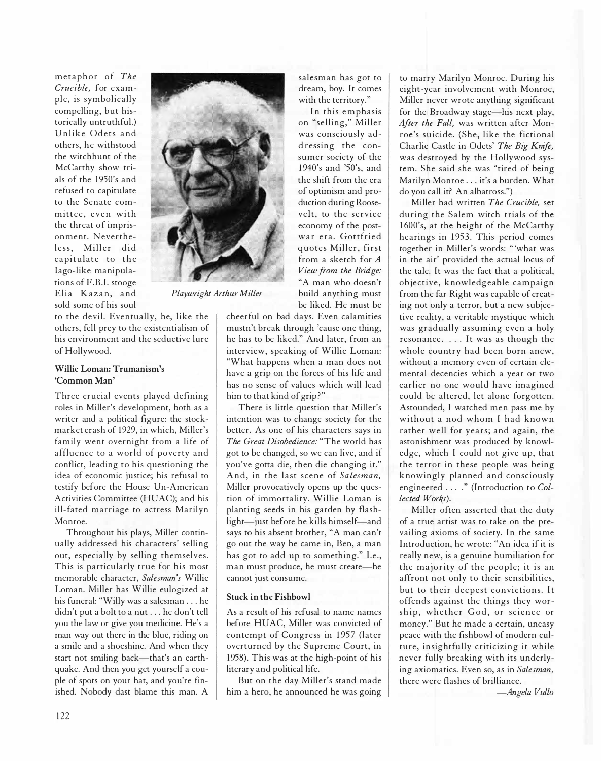metaphor of *The Crucible,* for example, is symbolically compelling, but historically untruthful.) Unlike Odets and others, he withstood the witchhunt of the McCarthy show trials of the 1950's and refused to capitulate to the Senate committee, even with the threat of imprisonment. Nevertheless, Miller did capitulate to the Iago-like manipulations of F.B.I. stooge Elia Kazan, and sold some of his soul to the devil. Eventually, he, like the others, fell prey to the existentialism of his environment and the seductive lure of Hollywood.

*Playwright Arthur Miller*

### Willie Loman: Trumanism's 'Common Man'

Three crucial events played defining roles in Miller's development, both as a writer and a political figure: the stock-market crash of 1929, in which, Miller's family went overnight from a life of affluence to a world of poverty and conflict, leading to his questioning the idea of economic justice; his refusal to testify before the House Un-American Activities Committee (HUAC); and his ill-fated marriage to actress Marilyn Monroe.

Throughout his plays, Miller continually addressed his characters' selling out, especially by selling themselves. This is particularly true for his most memorable character, *Salesman's* Willie Loman. Miller has Willie eulogized at his funeral: "Willy was a salesman . . . he didn't put a bolt to a nut . . . he don't tell you the law or give you medicine. He's a man way out there in the blue, riding on a smile and a shoeshine. And when they start not smiling back—that's an earthquake. And then you get yourself a couple of spots on your hat, and you're finished. Nobody dast blame this man. A salesman has got to dream, boy. It comes with the territory."

In this emphasis on "selling," Miller was consciously addressing the consumer society of the 1940's and '50's, and the shift from the era of optimism and production during Roosevelt, to the service economy of the post-war era. Gottfried quotes Miller, first from a sketch for *A View from the Bridge:* "A man who doesn't build anything must be liked. He must be cheerful on bad days. Even calamities mustn't break through 'cause one thing, he has to be liked." And later, from an interview, speaking of Willie Loman: "What happens when a man does not have a grip on the forces of his life and has no sense of values which will lead him to that kind of grip?"

There is little question that Miller's intention was to change society for the better. As one of his characters says in *The Great Disobedience:* "The world has got to be changed, so we can live, and if you've gotta die, then die changing it." And, in the last scene of *Salesman,* Miller provocatively opens up the question of immortality. Willie Loman is planting seeds in his garden by flashlight—just before he kills himself—and says to his absent brother, "A man can't go out the way he came in, Ben, a man has got to add up to something." I.e., man must produce, he must create—he cannot just consume.

### Stuck in the Fishbowl

As a result of his refusal to name names before HUAC, Miller was convicted of contempt of Congress in 1957 (later overturned by the Supreme Court, in 1958). This was at the high-point of his literary and political life.

But on the day Miller's stand made him a hero, he announced he was going to marry Marilyn Monroe. During his eight-year involvement with Monroe, Miller never wrote anything significant for the Broadway stage—his next play, *After the Fall,* was written after Monroe's suicide. (She, like the fictional Charlie Castle in Odets' *The Big Knife,* was destroyed by the Hollywood system. She said she was "tired of being Marilyn Monroe . . . it's a burden. What do you call it? An albatross.")

Miller had written *The Crucible,* set during the Salem witch trials of the 1600's, at the height of the McCarthy hearings in 1953. This period comes together in Miller's words: "'what was in the air' provided the actual locus of the tale. It was the fact that a political, objective, knowledgeable campaign from the far Right was capable of creating not only a terror, but a new subjective reality, a veritable mystique which was gradually assuming even a holy resonance. . . . It was as though the whole country had been born anew, without a memory even of certain elemental decencies which a year or two earlier no one would have imagined could be altered, let alone forgotten. Astounded, I watched men pass me by without a nod whom I had known rather well for years; and again, the astonishment was produced by knowledge, which I could not give up, that the terror in these people was being knowingly planned and consciously engineered . . . ." (Introduction to *Collected Works*).

Miller often asserted that the duty of a true artist was to take on the prevailing axioms of society. In the same Introduction, he wrote: "An idea if it is really new, is a genuine humiliation for the majority of the people; it is an affront not only to their sensibilities, but to their deepest convictions. It offends against the things they worship, whether God, or science or money." But he made a certain, uneasy peace with the fishbowl of modern culture, insightfully criticizing it while never fully breaking with its underlying axiomatics. Even so, as in *Salesman,* there were flashes of brilliance.

—*Angela Vullo*